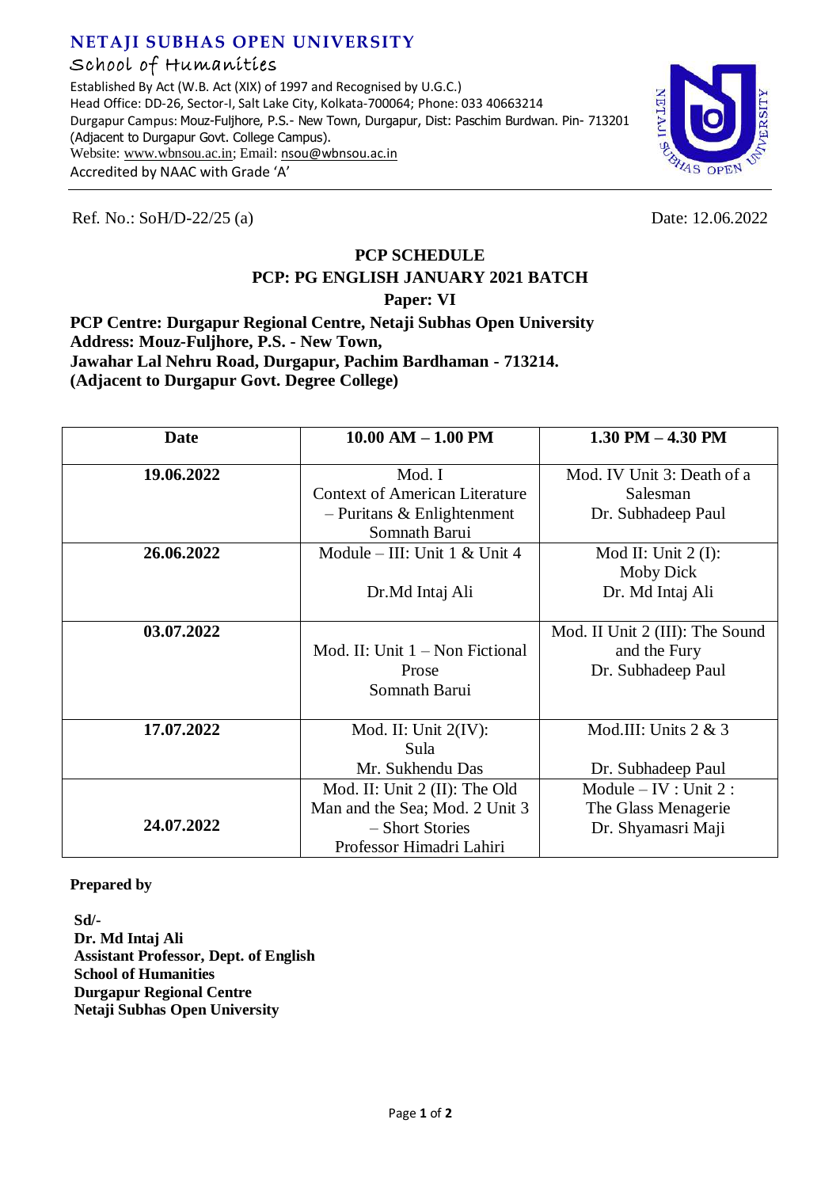# NETAJI SUBHAS OPEN UNIVERSITY

## School of Humanities

Established By Act (W.B. Act (XIX) of 1997 and Recognised by U.G.C.)
Head Office: DD-26, Sector-I, Salt Lake City, Kolkata-700064; Phone: 033 40663214
Durgapur Campus: Mouz-Fuljhore, P.S.- New Town, Durgapur, Dist: Paschim Burdwan. Pin- 713201 (Adjacent to Durgapur Govt. College Campus).
Website: www.wbnsou.ac.in; Email: nsou@wbnsou.ac.in
Accredited by NAAC with Grade 'A'

Ref. No.: SoH/D-22/25 (a)

Date: 12.06.2022

**PCP SCHEDULE**

**PCP: PG ENGLISH JANUARY 2021 BATCH**

**Paper: VI**

**PCP Centre: Durgapur Regional Centre, Netaji Subhas Open University**
**Address: Mouz-Fuljhore, P.S. - New Town,**
**Jawahar Lal Nehru Road, Durgapur, Pachim Bardhaman - 713214.**
**(Adjacent to Durgapur Govt. Degree College)**

| Date | 10.00 AM – 1.00 PM | 1.30 PM – 4.30 PM |
|---|---|---|
| **19.06.2022** | Mod. I<br>Context of American Literature – Puritans & Enlightenment<br>Somnath Barui | Mod. IV Unit 3: Death of a Salesman<br>Dr. Subhadeep Paul |
| **26.06.2022** | Module – III: Unit 1 & Unit 4<br>Dr.Md Intaj Ali | Mod II: Unit 2 (I): Moby Dick<br>Dr. Md Intaj Ali |
| **03.07.2022** | Mod. II: Unit 1 – Non Fictional Prose<br>Somnath Barui | Mod. II Unit 2 (III): The Sound and the Fury<br>Dr. Subhadeep Paul |
| **17.07.2022** | Mod. II: Unit 2(IV): Sula<br>Mr. Sukhendu Das | Mod.III: Units 2 & 3<br>Dr. Subhadeep Paul |
| **24.07.2022** | Mod. II: Unit 2 (II): The Old Man and the Sea; Mod. 2 Unit 3 – Short Stories<br>Professor Himadri Lahiri | Module – IV : Unit 2 : The Glass Menagerie<br>Dr. Shyamasri Maji |

**Prepared by**

**Sd/-**
**Dr. Md Intaj Ali**
**Assistant Professor, Dept. of English**
**School of Humanities**
**Durgapur Regional Centre**
**Netaji Subhas Open University**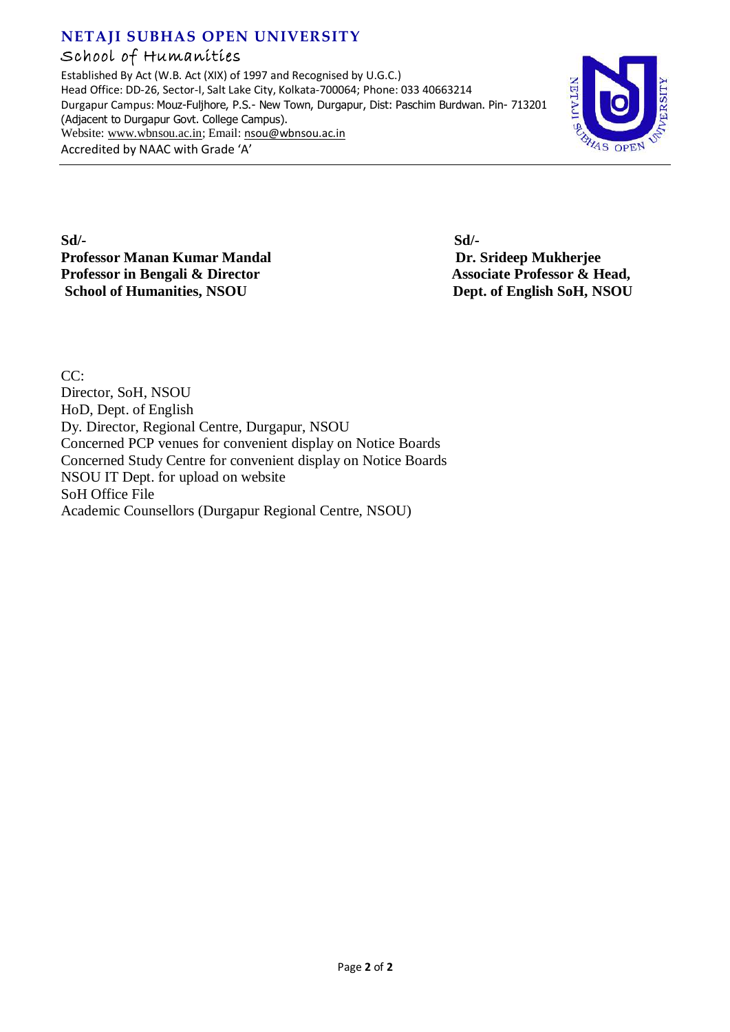**NETAJI SUBHAS OPEN UNIVERSITY**

School of Humanities

Established By Act (W.B. Act (XIX) of 1997 and Recognised by U.G.C.)
Head Office: DD-26, Sector-I, Salt Lake City, Kolkata-700064; Phone: 033 40663214
Durgapur Campus: Mouz-Fuljhore, P.S.- New Town, Durgapur, Dist: Paschim Burdwan. Pin- 713201
(Adjacent to Durgapur Govt. College Campus).
Website: www.wbnsou.ac.in; Email: nsou@wbnsou.ac.in
Accredited by NAAC with Grade 'A'

**Sd/-**
**Professor Manan Kumar Mandal**
**Professor in Bengali & Director**
**School of Humanities, NSOU**

**Sd/-**
**Dr. Srideep Mukherjee**
**Associate Professor & Head,**
**Dept. of English SoH, NSOU**

CC:
Director, SoH, NSOU
HoD, Dept. of English
Dy. Director, Regional Centre, Durgapur, NSOU
Concerned PCP venues for convenient display on Notice Boards
Concerned Study Centre for convenient display on Notice Boards
NSOU IT Dept. for upload on website
SoH Office File
Academic Counsellors (Durgapur Regional Centre, NSOU)